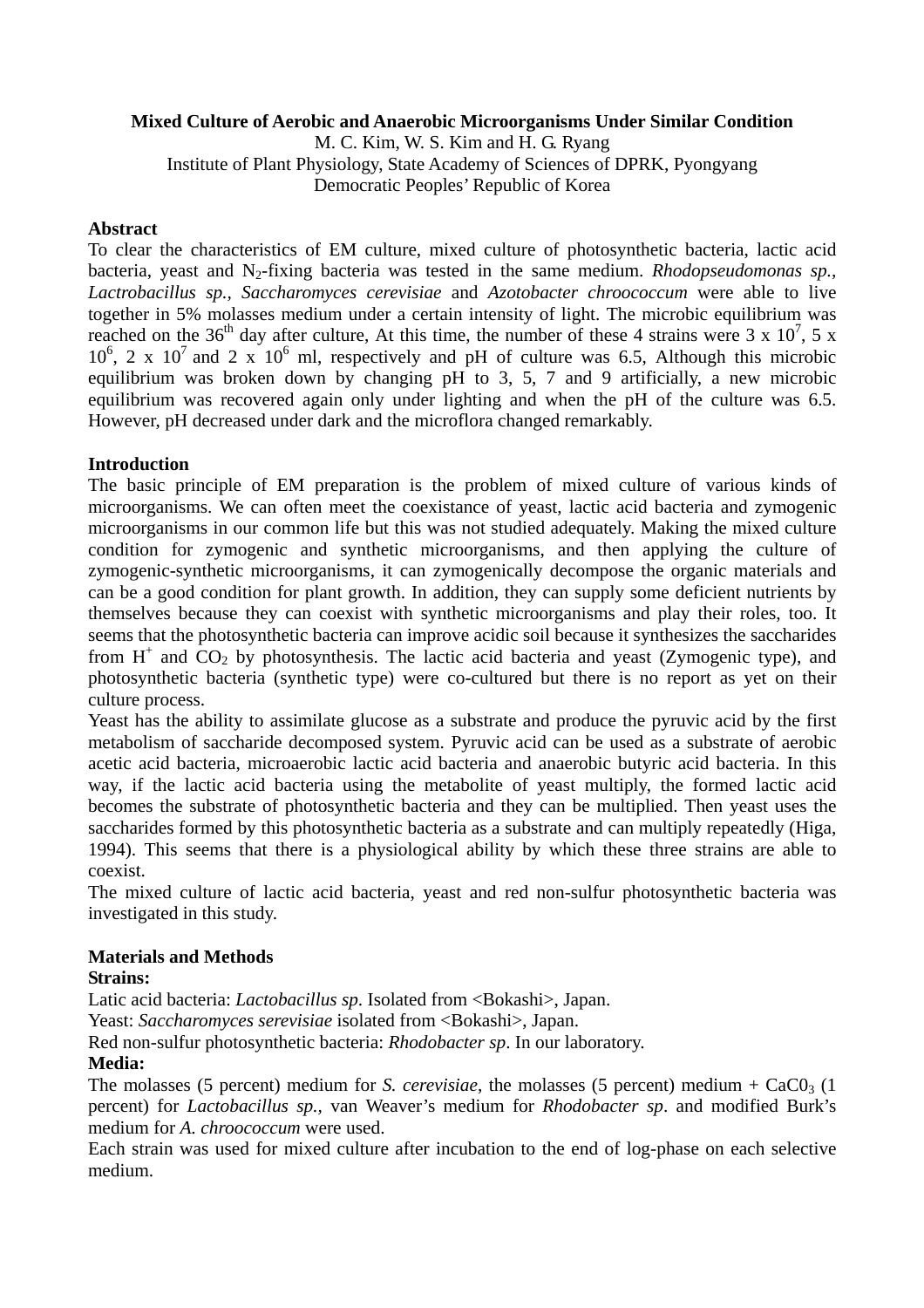# Mixed Culture of Aerobic and Anaerobic Microorganisms Under Similar Condition

M. C. Kim, W. S. Kim and H. G. Ryang

Institute of Plant Physiology, State Academy of Sciences of DPRK, Pyongyang

Democratic Peoples' Republic of Korea

## Abstract

To clear the characteristics of EM culture, mixed culture of photosynthetic bacteria, lactic acid bacteria, yeast and $N_2$-fixing bacteria was tested in the same medium. *Rhodopseudomonas sp., Lactrobacillus sp., Saccharomyces cerevisiae* and *Azotobacter chroococcum* were able to live together in 5% molasses medium under a certain intensity of light. The microbic equilibrium was reached on the $36^{th}$ day after culture, At this time, the number of these 4 strains were $3 \times 10^7$, $5 \times 10^6$, $2 \times 10^7$ and $2 \times 10^6$ ml, respectively and pH of culture was 6.5, Although this microbic equilibrium was broken down by changing pH to 3, 5, 7 and 9 artificially, a new microbic equilibrium was recovered again only under lighting and when the pH of the culture was 6.5. However, pH decreased under dark and the microflora changed remarkably.

## Introduction

The basic principle of EM preparation is the problem of mixed culture of various kinds of microorganisms. We can often meet the coexistance of yeast, lactic acid bacteria and zymogenic microorganisms in our common life but this was not studied adequately. Making the mixed culture condition for zymogenic and synthetic microorganisms, and then applying the culture of zymogenic-synthetic microorganisms, it can zymogenically decompose the organic materials and can be a good condition for plant growth. In addition, they can supply some deficient nutrients by themselves because they can coexist with synthetic microorganisms and play their roles, too. It seems that the photosynthetic bacteria can improve acidic soil because it synthesizes the saccharides from $H^+$ and $CO_2$ by photosynthesis. The lactic acid bacteria and yeast (Zymogenic type), and photosynthetic bacteria (synthetic type) were co-cultured but there is no report as yet on their culture process.

Yeast has the ability to assimilate glucose as a substrate and produce the pyruvic acid by the first metabolism of saccharide decomposed system. Pyruvic acid can be used as a substrate of aerobic acetic acid bacteria, microaerobic lactic acid bacteria and anaerobic butyric acid bacteria. In this way, if the lactic acid bacteria using the metabolite of yeast multiply, the formed lactic acid becomes the substrate of photosynthetic bacteria and they can be multiplied. Then yeast uses the saccharides formed by this photosynthetic bacteria as a substrate and can multiply repeatedly (Higa, 1994). This seems that there is a physiological ability by which these three strains are able to coexist.

The mixed culture of lactic acid bacteria, yeast and red non-sulfur photosynthetic bacteria was investigated in this study.

## Materials and Methods

### Strains:

Latic acid bacteria: *Lactobacillus sp*. Isolated from <Bokashi>, Japan.

Yeast: *Saccharomyces serevisiae* isolated from <Bokashi>, Japan.

Red non-sulfur photosynthetic bacteria: *Rhodobacter sp*. In our laboratory.

### Media:

The molasses (5 percent) medium for *S. cerevisiae*, the molasses (5 percent) medium + $CaC0_3$ (1 percent) for *Lactobacillus sp.,* van Weaver's medium for *Rhodobacter sp*. and modified Burk's medium for *A. chroococcum* were used.

Each strain was used for mixed culture after incubation to the end of log-phase on each selective medium.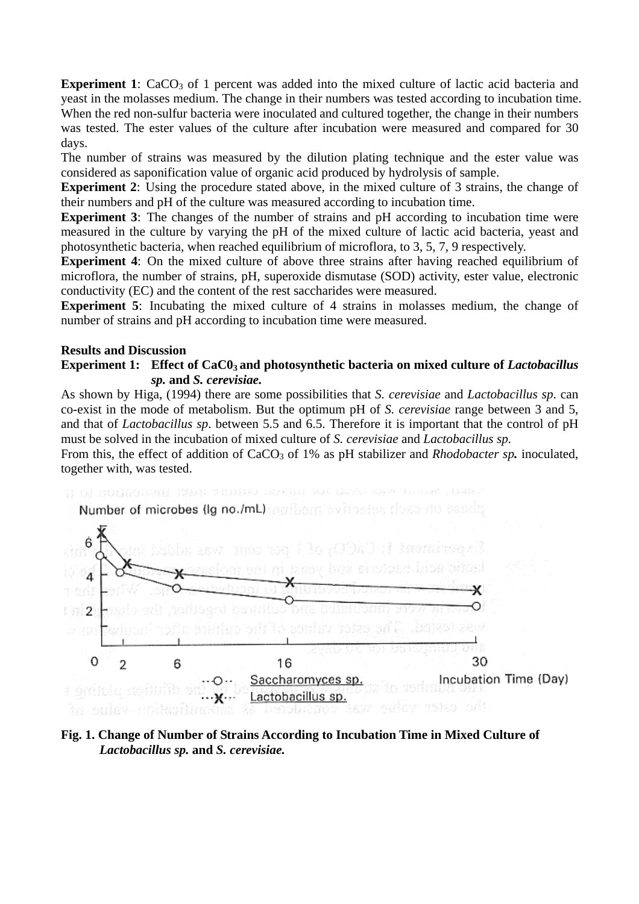**Experiment 1**: $CaCO_3$ of 1 percent was added into the mixed culture of lactic acid bacteria and yeast in the molasses medium. The change in their numbers was tested according to incubation time. When the red non-sulfur bacteria were inoculated and cultured together, the change in their numbers was tested. The ester values of the culture after incubation were measured and compared for 30 days.

The number of strains was measured by the dilution plating technique and the ester value was considered as saponification value of organic acid produced by hydrolysis of sample.

**Experiment 2**: Using the procedure stated above, in the mixed culture of 3 strains, the change of their numbers and pH of the culture was measured according to incubation time.

**Experiment 3**: The changes of the number of strains and pH according to incubation time were measured in the culture by varying the pH of the mixed culture of lactic acid bacteria, yeast and photosynthetic bacteria, when reached equilibrium of microflora, to 3, 5, 7, 9 respectively.

**Experiment 4**: On the mixed culture of above three strains after having reached equilibrium of microflora, the number of strains, pH, superoxide dismutase (SOD) activity, ester value, electronic conductivity (EC) and the content of the rest saccharides were measured.

**Experiment 5**: Incubating the mixed culture of 4 strains in molasses medium, the change of number of strains and pH according to incubation time were measured.

## Results and Discussion

**Experiment 1: Effect of $CaC0_3$ and photosynthetic bacteria on mixed culture of *Lactobacillus sp.* and *S. cerevisiae*.**

As shown by Higa, (1994) there are some possibilities that *S. cerevisiae* and *Lactobacillus sp.* can co-exist in the mode of metabolism. But the optimum pH of *S. cerevisiae* range between 3 and 5, and that of *Lactobacillus sp*. between 5.5 and 6.5. Therefore it is important that the control of pH must be solved in the incubation of mixed culture of *S. cerevisiae* and *Lactobacillus sp.*

From this, the effect of addition of $CaCO_3$ of 1% as pH stabilizer and ***Rhodobacter sp.*** inoculated, together with, was tested.

**Fig. 1. Change of Number of Strains According to Incubation Time in Mixed Culture of *Lactobacillus sp.* and *S. cerevisiae.***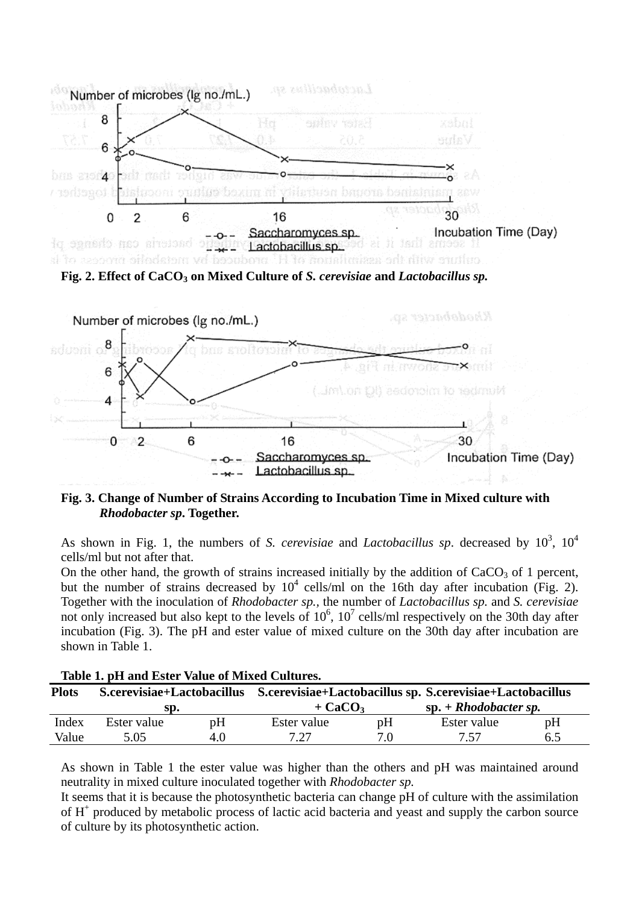**Fig. 2. Effect of $CaCO_3$ on Mixed Culture of *S. cerevisiae* and *Lactobacillus sp.***

**Fig. 3. Change of Number of Strains According to Incubation Time in Mixed culture with *Rhodobacter sp.* Together.**

As shown in Fig. 1, the numbers of *S. cerevisiae* and *Lactobacillus sp*. decreased by $10^3$, $10^4$ cells/ml but not after that.

On the other hand, the growth of strains increased initially by the addition of $CaCO_3$ of 1 percent, but the number of strains decreased by $10^4$ cells/ml on the 16th day after incubation (Fig. 2). Together with the inoculation of *Rhodobacter sp.*, the number of *Lactobacillus sp.* and *S. cerevisiae* not only increased but also kept to the levels of $10^6$, $10^7$ cells/ml respectively on the 30th day after incubation (Fig. 3). The pH and ester value of mixed culture on the 30th day after incubation are shown in Table 1.

**Table 1. pH and Ester Value of Mixed Cultures.**

| Plots | S.cerevisiae+Lactobacillus sp. | | S.cerevisiae+Lactobacillus sp. + $CaCO_3$ | | S.cerevisiae+Lactobacillus sp. + *Rhodobacter sp.* | |
|---|---|---|---|---|---|---|
| Index | Ester value | pH | Ester value | pH | Ester value | pH |
| Value | 5.05 | 4.0 | 7.27 | 7.0 | 7.57 | 6.5 |

As shown in Table 1 the ester value was higher than the others and pH was maintained around neutrality in mixed culture inoculated together with *Rhodobacter sp.*

It seems that it is because the photosynthetic bacteria can change pH of culture with the assimilation of $H^+$ produced by metabolic process of lactic acid bacteria and yeast and supply the carbon source of culture by its photosynthetic action.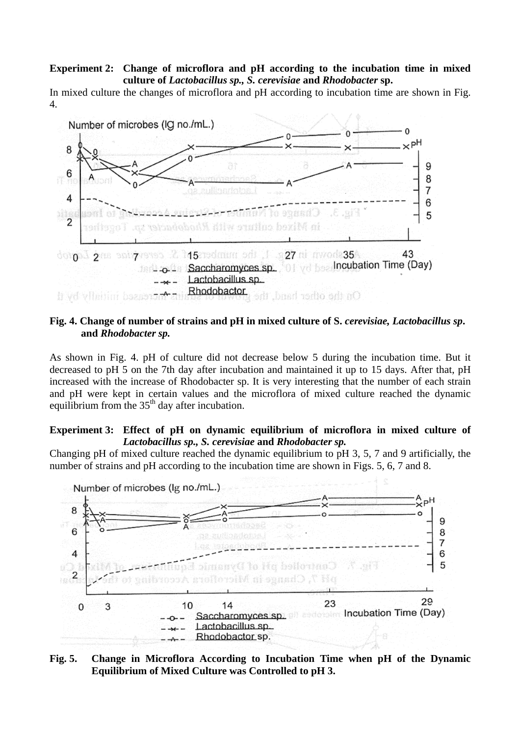**Experiment 2: Change of microflora and pH according to the incubation time in mixed culture of *Lactobacillus sp.*, *S. cerevisiae* and *Rhodobacter* sp.**

In mixed culture the changes of microflora and pH according to incubation time are shown in Fig. 4.

**Fig. 4. Change of number of strains and pH in mixed culture of S. *cerevisiae, Lactobacillus sp*. and *Rhodobacter sp.***

As shown in Fig. 4. pH of culture did not decrease below 5 during the incubation time. But it decreased to pH 5 on the 7th day after incubation and maintained it up to 15 days. After that, pH increased with the increase of Rhodobacter sp. It is very interesting that the number of each strain and pH were kept in certain values and the microflora of mixed culture reached the dynamic equilibrium from the 35th day after incubation.

**Experiment 3: Effect of pH on dynamic equilibrium of microflora in mixed culture of *Lactobacillus sp., S. cerevisiae* and *Rhodobacter sp.***

Changing pH of mixed culture reached the dynamic equilibrium to pH 3, 5, 7 and 9 artificially, the number of strains and pH according to the incubation time are shown in Figs. 5, 6, 7 and 8.

**Fig. 5. Change in Microflora According to Incubation Time when pH of the Dynamic Equilibrium of Mixed Culture was Controlled to pH 3.**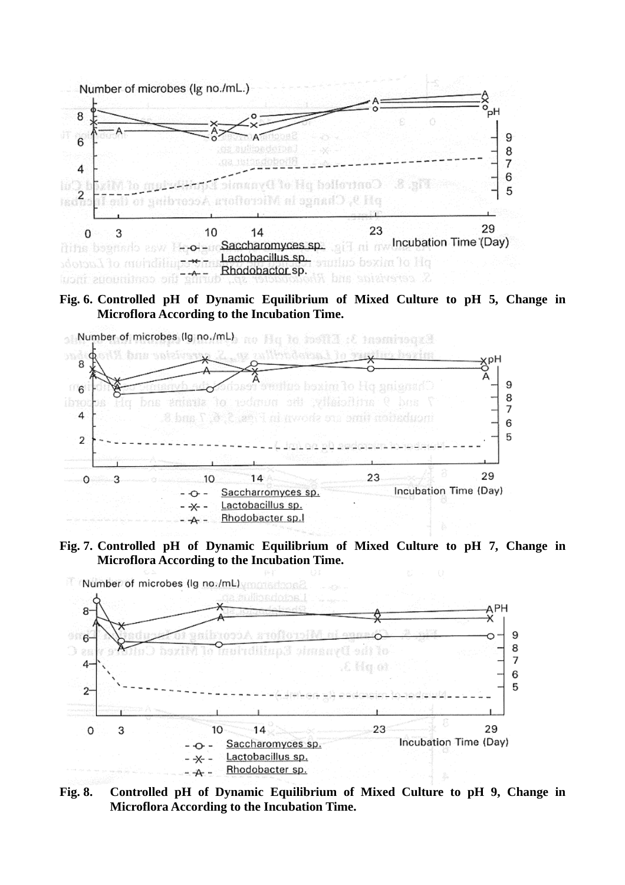**Fig. 6. Controlled pH of Dynamic Equilibrium of Mixed Culture to pH 5, Change in Microflora According to the Incubation Time.**

**Fig. 7. Controlled pH of Dynamic Equilibrium of Mixed Culture to pH 7, Change in Microflora According to the Incubation Time.**

**Fig. 8. Controlled pH of Dynamic Equilibrium of Mixed Culture to pH 9, Change in Microflora According to the Incubation Time.**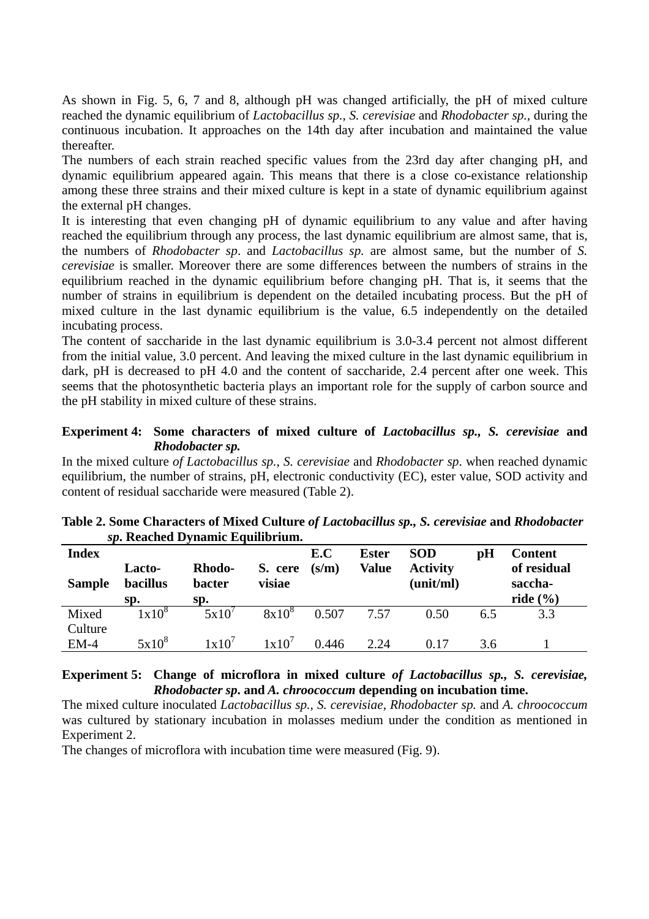As shown in Fig. 5, 6, 7 and 8, although pH was changed artificially, the pH of mixed culture reached the dynamic equilibrium of *Lactobacillus sp., S. cerevisiae* and *Rhodobacter sp.,* during the continuous incubation. It approaches on the 14th day after incubation and maintained the value thereafter.

The numbers of each strain reached specific values from the 23rd day after changing pH, and dynamic equilibrium appeared again. This means that there is a close co-existance relationship among these three strains and their mixed culture is kept in a state of dynamic equilibrium against the external pH changes.

It is interesting that even changing pH of dynamic equilibrium to any value and after having reached the equilibrium through any process, the last dynamic equilibrium are almost same, that is, the numbers of *Rhodobacter sp*. and *Lactobacillus sp.* are almost same, but the number of *S. cerevisiae* is smaller. Moreover there are some differences between the numbers of strains in the equilibrium reached in the dynamic equilibrium before changing pH. That is, it seems that the number of strains in equilibrium is dependent on the detailed incubating process. But the pH of mixed culture in the last dynamic equilibrium is the value, 6.5 independently on the detailed incubating process.

The content of saccharide in the last dynamic equilibrium is 3.0-3.4 percent not almost different from the initial value, 3.0 percent. And leaving the mixed culture in the last dynamic equilibrium in dark, pH is decreased to pH 4.0 and the content of saccharide, 2.4 percent after one week. This seems that the photosynthetic bacteria plays an important role for the supply of carbon source and the pH stability in mixed culture of these strains.

**Experiment 4: Some characters of mixed culture of *Lactobacillus sp., S. cerevisiae* and *Rhodobacter sp.***

In the mixed culture *of Lactobacillus sp., S. cerevisiae* and *Rhodobacter sp*. when reached dynamic equilibrium, the number of strains, pH, electronic conductivity (EC), ester value, SOD activity and content of residual saccharide were measured (Table 2).

**Table 2. Some Characters of Mixed Culture *of Lactobacillus sp., S. cerevisiae* and *Rhodobacter sp*. Reached Dynamic Equilibrium.**

| Index / Sample | Lacto-bacillus sp. | Rhodo-bacter sp. | S. cere visiae | E.C (s/m) | Ester Value | SOD Activity (unit/ml) | pH | Content of residual saccha-ride (%) |
|---|---|---|---|---|---|---|---|---|
| Mixed Culture | $1x10^8$ | $5x10^7$ | $8x10^8$ | 0.507 | 7.57 | 0.50 | 6.5 | 3.3 |
| EM-4 | $5x10^8$ | $1x10^7$ | $1x10^7$ | 0.446 | 2.24 | 0.17 | 3.6 | 1 |

**Experiment 5: Change of microflora in mixed culture *of Lactobacillus sp., S. cerevisiae, Rhodobacter sp.* and *A. chroococcum* depending on incubation time.**

The mixed culture inoculated *Lactobacillus sp., S. cerevisiae, Rhodobacter sp.* and *A. chroococcum* was cultured by stationary incubation in molasses medium under the condition as mentioned in Experiment 2.

The changes of microflora with incubation time were measured (Fig. 9).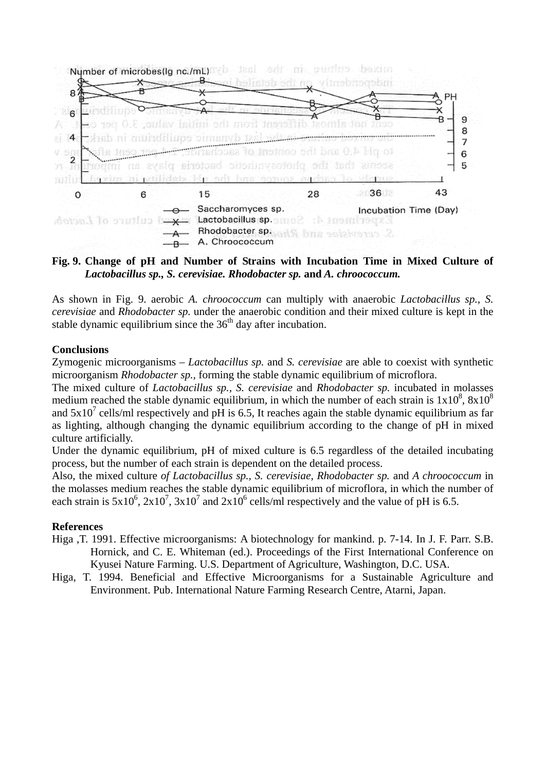Number of microbes(lg nc./mL)

8

6

4

2

PH

9

8

7

6

5

0 6 15 28 36 43

Incubation Time (Day)

Saccharomyces sp.

Lactobacillus sp.

Rhodobacter sp.

A. Chroococcum

**Fig. 9. Change of pH and Number of Strains with Incubation Time in Mixed Culture of *Lactobacillus sp., S. cerevisiae. Rhodobacter sp.* and *A. chroococcum.***

As shown in Fig. 9. aerobic *A. chroococcum* can multiply with anaerobic *Lactobacillus sp., S. cerevisiae* and *Rhodobacter sp.* under the anaerobic condition and their mixed culture is kept in the stable dynamic equilibrium since the 36$^{th}$ day after incubation.

## Conclusions

Zymogenic microorganisms – *Lactobacillus sp.* and *S. cerevisiae* are able to coexist with synthetic microorganism *Rhodobacter sp.*, forming the stable dynamic equilibrium of microflora.

The mixed culture of *Lactobacillus sp., S. cerevisiae* and *Rhodobacter sp.* incubated in molasses medium reached the stable dynamic equilibrium, in which the number of each strain is $1x10^8$, $8x10^8$ and $5x10^7$ cells/ml respectively and pH is 6.5, It reaches again the stable dynamic equilibrium as far as lighting, although changing the dynamic equilibrium according to the change of pH in mixed culture artificially.

Under the dynamic equilibrium, pH of mixed culture is 6.5 regardless of the detailed incubating process, but the number of each strain is dependent on the detailed process.

Also, the mixed culture *of Lactobacillus sp., S. cerevisiae, Rhodobacter sp.* and *A chroococcum* in the molasses medium reaches the stable dynamic equilibrium of microflora, in which the number of each strain is $5x10^6$, $2x10^7$, $3x10^7$ and $2x10^6$ cells/ml respectively and the value of pH is 6.5.

## References

Higa ,T. 1991. Effective microorganisms: A biotechnology for mankind. p. 7-14. In J. F. Parr. S.B. Hornick, and C. E. Whiteman (ed.). Proceedings of the First International Conference on Kyusei Nature Farming. U.S. Department of Agriculture, Washington, D.C. USA.

Higa, T. 1994. Beneficial and Effective Microorganisms for a Sustainable Agriculture and Environment. Pub. International Nature Farming Research Centre, Atarni, Japan.